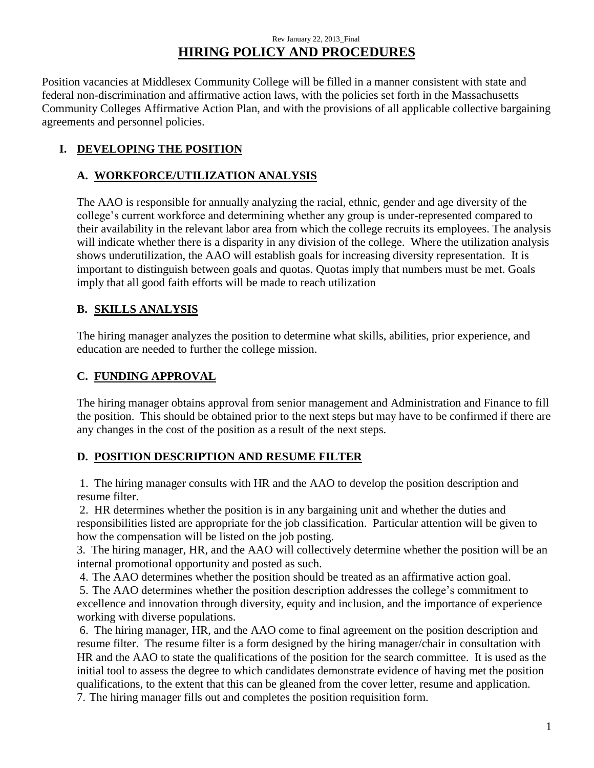Rev January 22, 2013_Final

# HIRING POLICY AND PROCEDURES

Position vacancies at Middlesex Community College will be filled in a manner consistent with state and federal non-discrimination and affirmative action laws, with the policies set forth in the Massachusetts Community Colleges Affirmative Action Plan, and with the provisions of all applicable collective bargaining agreements and personnel policies.

## I. DEVELOPING THE POSITION

### A. WORKFORCE/UTILIZATION ANALYSIS

The AAO is responsible for annually analyzing the racial, ethnic, gender and age diversity of the college's current workforce and determining whether any group is under-represented compared to their availability in the relevant labor area from which the college recruits its employees. The analysis will indicate whether there is a disparity in any division of the college. Where the utilization analysis shows underutilization, the AAO will establish goals for increasing diversity representation. It is important to distinguish between goals and quotas. Quotas imply that numbers must be met. Goals imply that all good faith efforts will be made to reach utilization

### B. SKILLS ANALYSIS

The hiring manager analyzes the position to determine what skills, abilities, prior experience, and education are needed to further the college mission.

### C. FUNDING APPROVAL

The hiring manager obtains approval from senior management and Administration and Finance to fill the position. This should be obtained prior to the next steps but may have to be confirmed if there are any changes in the cost of the position as a result of the next steps.

### D. POSITION DESCRIPTION AND RESUME FILTER

1. The hiring manager consults with HR and the AAO to develop the position description and resume filter.
2. HR determines whether the position is in any bargaining unit and whether the duties and responsibilities listed are appropriate for the job classification. Particular attention will be given to how the compensation will be listed on the job posting.
3. The hiring manager, HR, and the AAO will collectively determine whether the position will be an internal promotional opportunity and posted as such.
4. The AAO determines whether the position should be treated as an affirmative action goal.
5. The AAO determines whether the position description addresses the college's commitment to excellence and innovation through diversity, equity and inclusion, and the importance of experience working with diverse populations.
6. The hiring manager, HR, and the AAO come to final agreement on the position description and resume filter. The resume filter is a form designed by the hiring manager/chair in consultation with HR and the AAO to state the qualifications of the position for the search committee. It is used as the initial tool to assess the degree to which candidates demonstrate evidence of having met the position qualifications, to the extent that this can be gleaned from the cover letter, resume and application.
7. The hiring manager fills out and completes the position requisition form.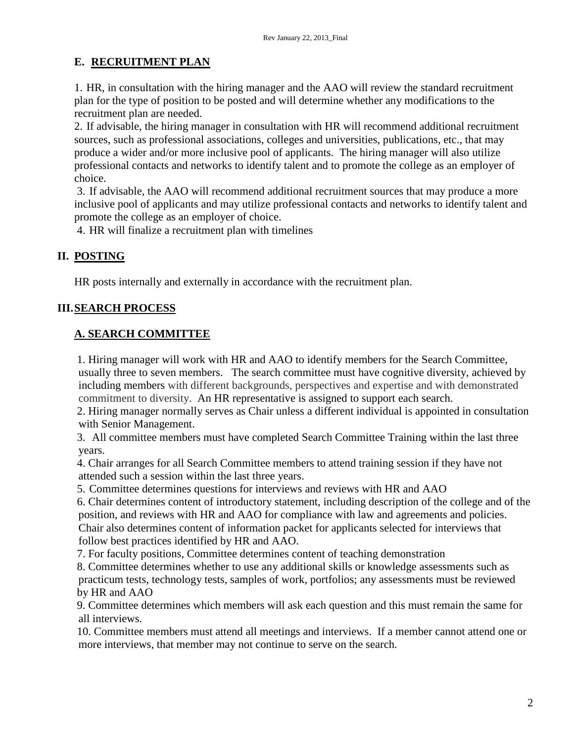## E. RECRUITMENT PLAN

1. HR, in consultation with the hiring manager and the AAO will review the standard recruitment plan for the type of position to be posted and will determine whether any modifications to the recruitment plan are needed.
2. If advisable, the hiring manager in consultation with HR will recommend additional recruitment sources, such as professional associations, colleges and universities, publications, etc., that may produce a wider and/or more inclusive pool of applicants. The hiring manager will also utilize professional contacts and networks to identify talent and to promote the college as an employer of choice.
3. If advisable, the AAO will recommend additional recruitment sources that may produce a more inclusive pool of applicants and may utilize professional contacts and networks to identify talent and promote the college as an employer of choice.
4. HR will finalize a recruitment plan with timelines

# II. POSTING

HR posts internally and externally in accordance with the recruitment plan.

# III. SEARCH PROCESS

## A. SEARCH COMMITTEE

1. Hiring manager will work with HR and AAO to identify members for the Search Committee, usually three to seven members. The search committee must have cognitive diversity, achieved by including members with different backgrounds, perspectives and expertise and with demonstrated commitment to diversity. An HR representative is assigned to support each search.
2. Hiring manager normally serves as Chair unless a different individual is appointed in consultation with Senior Management.
3. All committee members must have completed Search Committee Training within the last three years.
4. Chair arranges for all Search Committee members to attend training session if they have not attended such a session within the last three years.
5. Committee determines questions for interviews and reviews with HR and AAO
6. Chair determines content of introductory statement, including description of the college and of the position, and reviews with HR and AAO for compliance with law and agreements and policies. Chair also determines content of information packet for applicants selected for interviews that follow best practices identified by HR and AAO.
7. For faculty positions, Committee determines content of teaching demonstration
8. Committee determines whether to use any additional skills or knowledge assessments such as practicum tests, technology tests, samples of work, portfolios; any assessments must be reviewed by HR and AAO
9. Committee determines which members will ask each question and this must remain the same for all interviews.
10. Committee members must attend all meetings and interviews. If a member cannot attend one or more interviews, that member may not continue to serve on the search.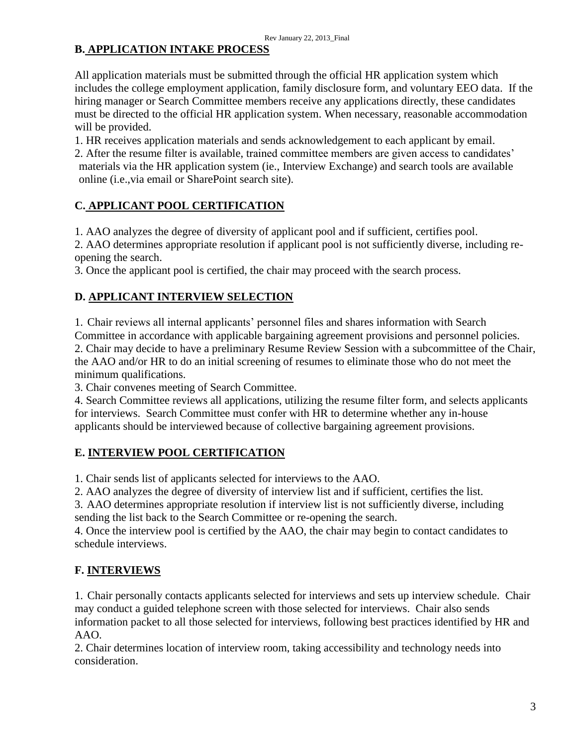## B. APPLICATION INTAKE PROCESS

All application materials must be submitted through the official HR application system which includes the college employment application, family disclosure form, and voluntary EEO data. If the hiring manager or Search Committee members receive any applications directly, these candidates must be directed to the official HR application system. When necessary, reasonable accommodation will be provided.

1. HR receives application materials and sends acknowledgement to each applicant by email.
2. After the resume filter is available, trained committee members are given access to candidates' materials via the HR application system (ie., Interview Exchange) and search tools are available online (i.e.,via email or SharePoint search site).

## C. APPLICANT POOL CERTIFICATION

1. AAO analyzes the degree of diversity of applicant pool and if sufficient, certifies pool.
2. AAO determines appropriate resolution if applicant pool is not sufficiently diverse, including re-opening the search.
3. Once the applicant pool is certified, the chair may proceed with the search process.

## D. APPLICANT INTERVIEW SELECTION

1. Chair reviews all internal applicants' personnel files and shares information with Search Committee in accordance with applicable bargaining agreement provisions and personnel policies.
2. Chair may decide to have a preliminary Resume Review Session with a subcommittee of the Chair, the AAO and/or HR to do an initial screening of resumes to eliminate those who do not meet the minimum qualifications.
3. Chair convenes meeting of Search Committee.
4. Search Committee reviews all applications, utilizing the resume filter form, and selects applicants for interviews. Search Committee must confer with HR to determine whether any in-house applicants should be interviewed because of collective bargaining agreement provisions.

## E. INTERVIEW POOL CERTIFICATION

1. Chair sends list of applicants selected for interviews to the AAO.
2. AAO analyzes the degree of diversity of interview list and if sufficient, certifies the list.
3. AAO determines appropriate resolution if interview list is not sufficiently diverse, including sending the list back to the Search Committee or re-opening the search.
4. Once the interview pool is certified by the AAO, the chair may begin to contact candidates to schedule interviews.

## F. INTERVIEWS

1. Chair personally contacts applicants selected for interviews and sets up interview schedule. Chair may conduct a guided telephone screen with those selected for interviews. Chair also sends information packet to all those selected for interviews, following best practices identified by HR and AAO.
2. Chair determines location of interview room, taking accessibility and technology needs into consideration.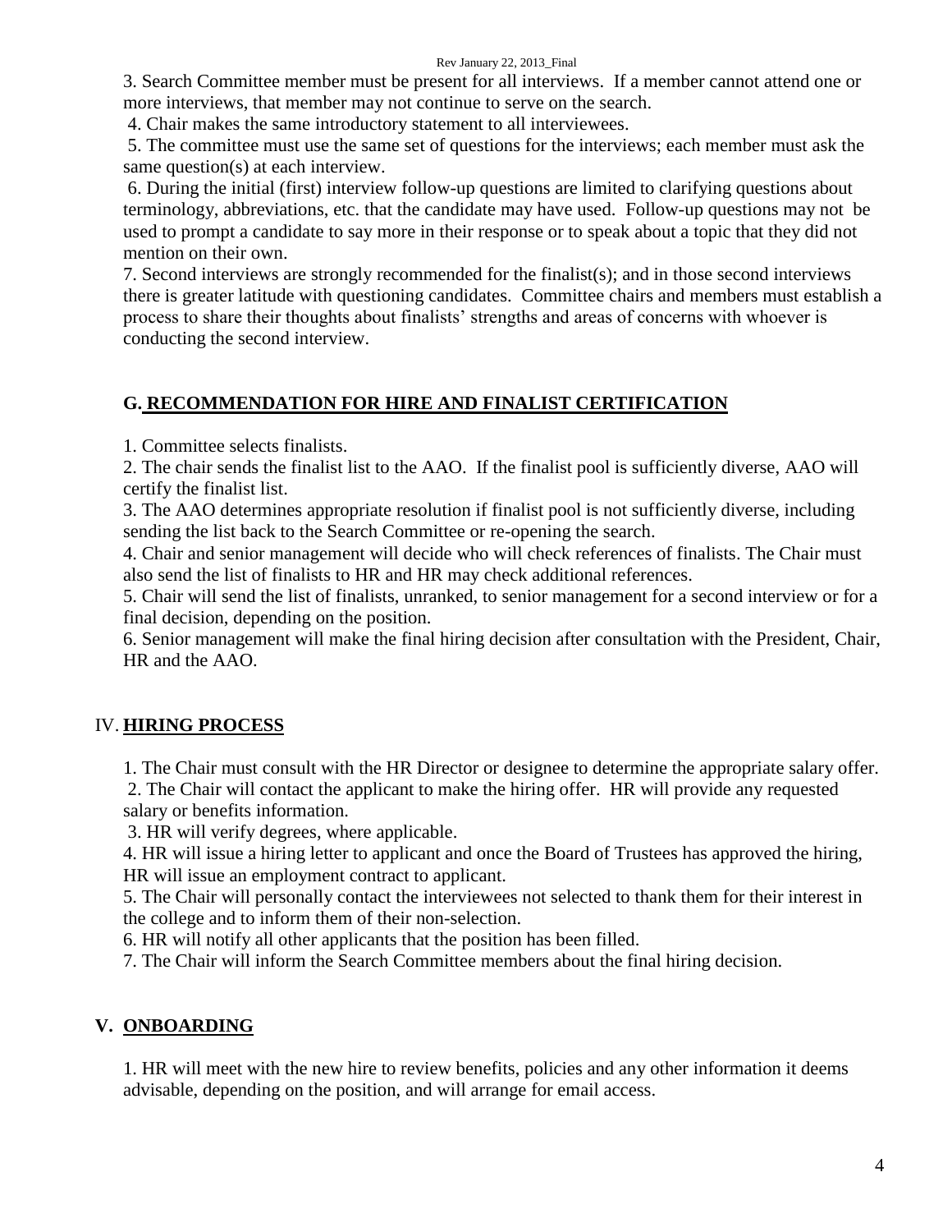3. Search Committee member must be present for all interviews. If a member cannot attend one or more interviews, that member may not continue to serve on the search.

4. Chair makes the same introductory statement to all interviewees.

5. The committee must use the same set of questions for the interviews; each member must ask the same question(s) at each interview.

6. During the initial (first) interview follow-up questions are limited to clarifying questions about terminology, abbreviations, etc. that the candidate may have used. Follow-up questions may not be used to prompt a candidate to say more in their response or to speak about a topic that they did not mention on their own.

7. Second interviews are strongly recommended for the finalist(s); and in those second interviews there is greater latitude with questioning candidates. Committee chairs and members must establish a process to share their thoughts about finalists' strengths and areas of concerns with whoever is conducting the second interview.

### G. RECOMMENDATION FOR HIRE AND FINALIST CERTIFICATION

1. Committee selects finalists.

2. The chair sends the finalist list to the AAO. If the finalist pool is sufficiently diverse, AAO will certify the finalist list.

3. The AAO determines appropriate resolution if finalist pool is not sufficiently diverse, including sending the list back to the Search Committee or re-opening the search.

4. Chair and senior management will decide who will check references of finalists. The Chair must also send the list of finalists to HR and HR may check additional references.

5. Chair will send the list of finalists, unranked, to senior management for a second interview or for a final decision, depending on the position.

6. Senior management will make the final hiring decision after consultation with the President, Chair, HR and the AAO.

## IV. HIRING PROCESS

1. The Chair must consult with the HR Director or designee to determine the appropriate salary offer.

2. The Chair will contact the applicant to make the hiring offer. HR will provide any requested salary or benefits information.

3. HR will verify degrees, where applicable.

4. HR will issue a hiring letter to applicant and once the Board of Trustees has approved the hiring, HR will issue an employment contract to applicant.

5. The Chair will personally contact the interviewees not selected to thank them for their interest in the college and to inform them of their non-selection.

6. HR will notify all other applicants that the position has been filled.

7. The Chair will inform the Search Committee members about the final hiring decision.

## V. ONBOARDING

1. HR will meet with the new hire to review benefits, policies and any other information it deems advisable, depending on the position, and will arrange for email access.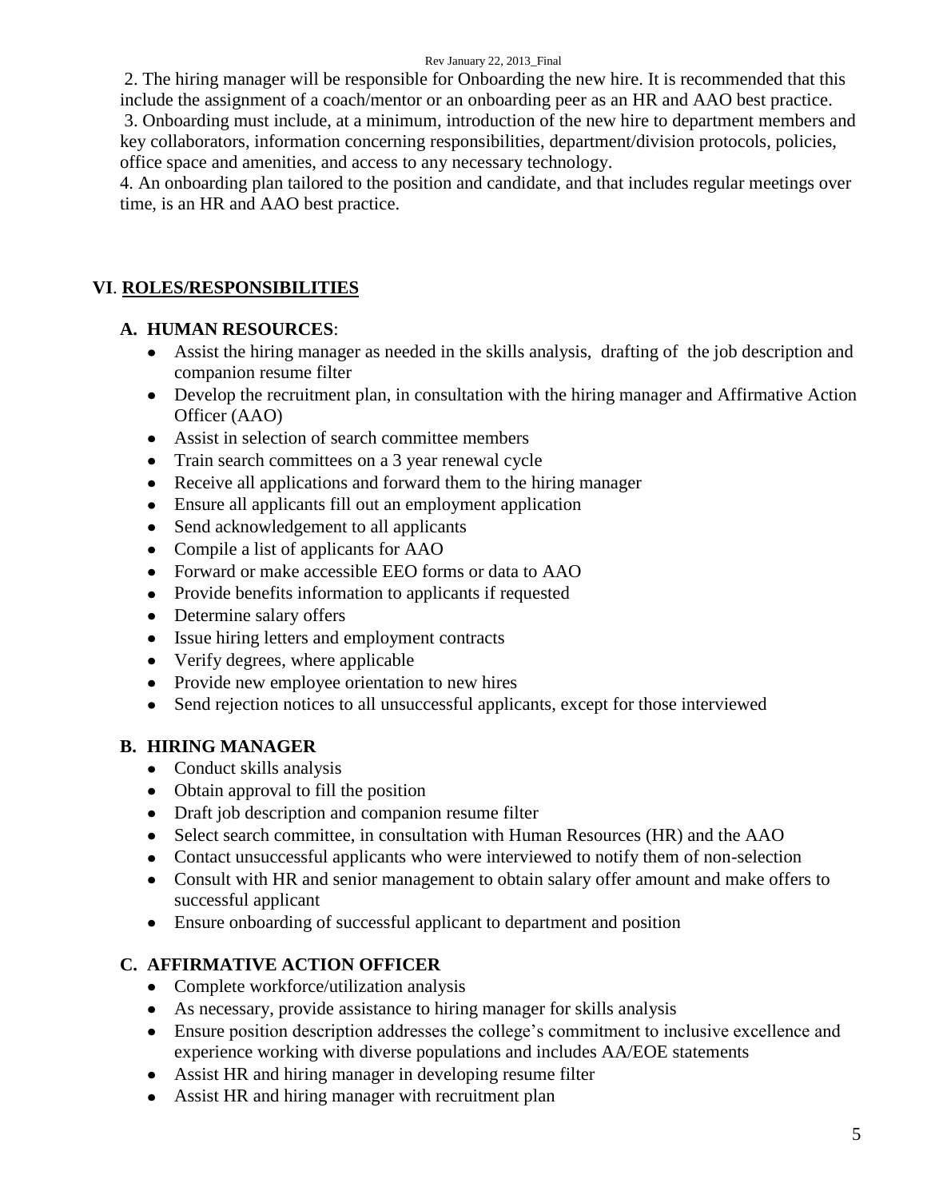2. The hiring manager will be responsible for Onboarding the new hire. It is recommended that this include the assignment of a coach/mentor or an onboarding peer as an HR and AAO best practice.
3. Onboarding must include, at a minimum, introduction of the new hire to department members and key collaborators, information concerning responsibilities, department/division protocols, policies, office space and amenities, and access to any necessary technology.
4. An onboarding plan tailored to the position and candidate, and that includes regular meetings over time, is an HR and AAO best practice.

## VI. ROLES/RESPONSIBILITIES

### A. HUMAN RESOURCES:

- Assist the hiring manager as needed in the skills analysis, drafting of the job description and companion resume filter
- Develop the recruitment plan, in consultation with the hiring manager and Affirmative Action Officer (AAO)
- Assist in selection of search committee members
- Train search committees on a 3 year renewal cycle
- Receive all applications and forward them to the hiring manager
- Ensure all applicants fill out an employment application
- Send acknowledgement to all applicants
- Compile a list of applicants for AAO
- Forward or make accessible EEO forms or data to AAO
- Provide benefits information to applicants if requested
- Determine salary offers
- Issue hiring letters and employment contracts
- Verify degrees, where applicable
- Provide new employee orientation to new hires
- Send rejection notices to all unsuccessful applicants, except for those interviewed

### B. HIRING MANAGER

- Conduct skills analysis
- Obtain approval to fill the position
- Draft job description and companion resume filter
- Select search committee, in consultation with Human Resources (HR) and the AAO
- Contact unsuccessful applicants who were interviewed to notify them of non-selection
- Consult with HR and senior management to obtain salary offer amount and make offers to successful applicant
- Ensure onboarding of successful applicant to department and position

### C. AFFIRMATIVE ACTION OFFICER

- Complete workforce/utilization analysis
- As necessary, provide assistance to hiring manager for skills analysis
- Ensure position description addresses the college's commitment to inclusive excellence and experience working with diverse populations and includes AA/EOE statements
- Assist HR and hiring manager in developing resume filter
- Assist HR and hiring manager with recruitment plan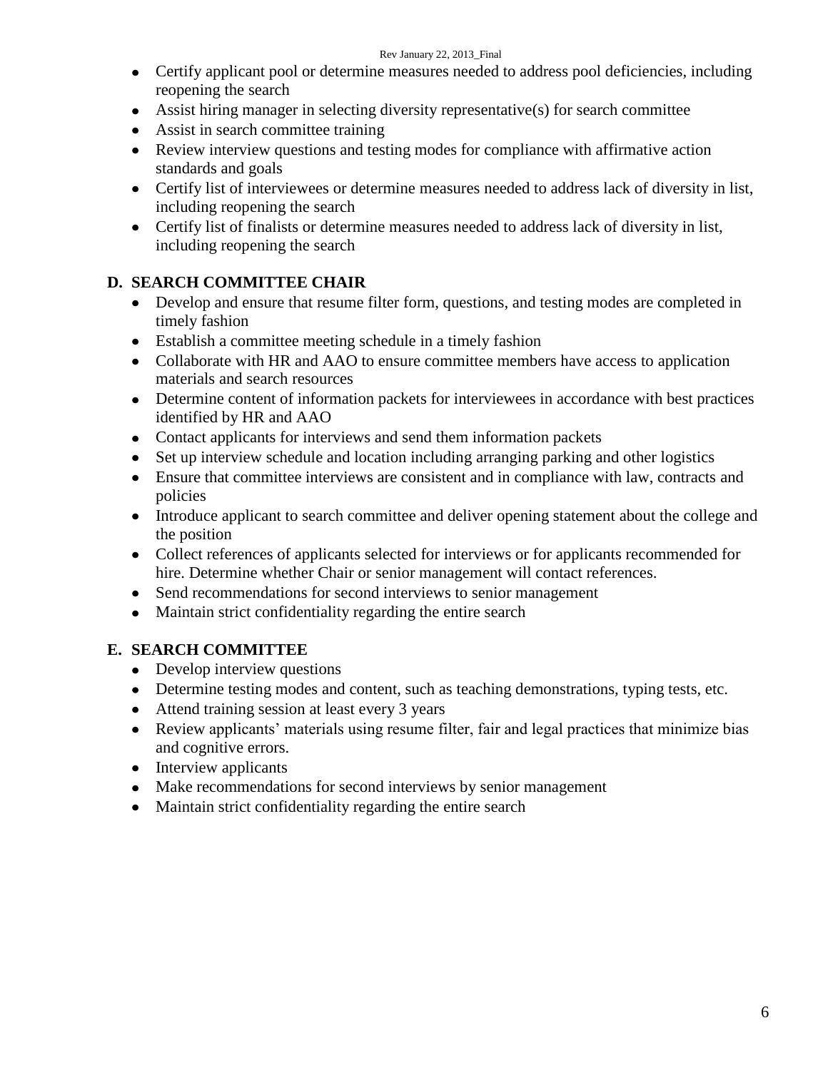- Certify applicant pool or determine measures needed to address pool deficiencies, including reopening the search
- Assist hiring manager in selecting diversity representative(s) for search committee
- Assist in search committee training
- Review interview questions and testing modes for compliance with affirmative action standards and goals
- Certify list of interviewees or determine measures needed to address lack of diversity in list, including reopening the search
- Certify list of finalists or determine measures needed to address lack of diversity in list, including reopening the search

## D. SEARCH COMMITTEE CHAIR

- Develop and ensure that resume filter form, questions, and testing modes are completed in timely fashion
- Establish a committee meeting schedule in a timely fashion
- Collaborate with HR and AAO to ensure committee members have access to application materials and search resources
- Determine content of information packets for interviewees in accordance with best practices identified by HR and AAO
- Contact applicants for interviews and send them information packets
- Set up interview schedule and location including arranging parking and other logistics
- Ensure that committee interviews are consistent and in compliance with law, contracts and policies
- Introduce applicant to search committee and deliver opening statement about the college and the position
- Collect references of applicants selected for interviews or for applicants recommended for hire. Determine whether Chair or senior management will contact references.
- Send recommendations for second interviews to senior management
- Maintain strict confidentiality regarding the entire search

## E. SEARCH COMMITTEE

- Develop interview questions
- Determine testing modes and content, such as teaching demonstrations, typing tests, etc.
- Attend training session at least every 3 years
- Review applicants' materials using resume filter, fair and legal practices that minimize bias and cognitive errors.
- Interview applicants
- Make recommendations for second interviews by senior management
- Maintain strict confidentiality regarding the entire search